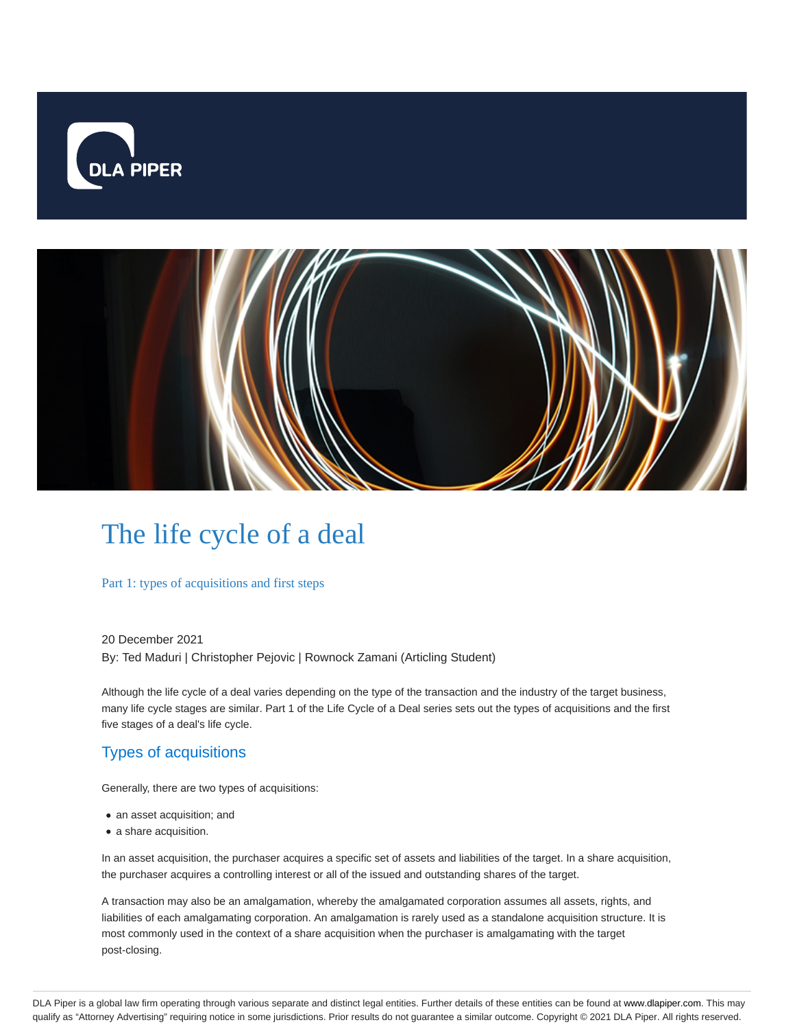# The life cycle of a deal

## Part 1: types of acquisitions and first steps

20 December 2021

By: Ted Maduri | Christopher Pejovic | Rownock Zamani (Articling Student)

Although the life cycle of a deal varies depending on the type of the transaction and the industry of the target business, many life cycle stages are similar. Part 1 of the Life Cycle of a Deal series sets out the types of acquisitions and the first five stages of a deal's life cycle.

## Types of acquisitions

Generally, there are two types of acquisitions:

- an asset acquisition; and
- a share acquisition.

In an asset acquisition, the purchaser acquires a specific set of assets and liabilities of the target. In a share acquisition, the purchaser acquires a controlling interest or all of the issued and outstanding shares of the target.

A transaction may also be an amalgamation, whereby the amalgamated corporation assumes all assets, rights, and liabilities of each amalgamating corporation. An amalgamation is rarely used as a standalone acquisition structure. It is most commonly used in the context of a share acquisition when the purchaser is amalgamating with the target post-closing.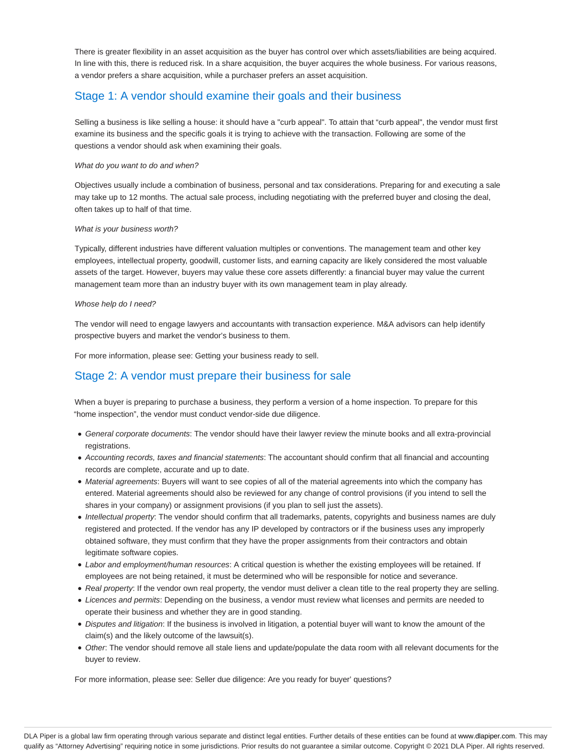There is greater flexibility in an asset acquisition as the buyer has control over which assets/liabilities are being acquired. In line with this, there is reduced risk. In a share acquisition, the buyer acquires the whole business. For various reasons, a vendor prefers a share acquisition, while a purchaser prefers an asset acquisition.

## Stage 1: A vendor should examine their goals and their business

Selling a business is like selling a house: it should have a "curb appeal". To attain that "curb appeal", the vendor must first examine its business and the specific goals it is trying to achieve with the transaction. Following are some of the questions a vendor should ask when examining their goals.

*What do you want to do and when?*

Objectives usually include a combination of business, personal and tax considerations. Preparing for and executing a sale may take up to 12 months. The actual sale process, including negotiating with the preferred buyer and closing the deal, often takes up to half of that time.

*What is your business worth?*

Typically, different industries have different valuation multiples or conventions. The management team and other key employees, intellectual property, goodwill, customer lists, and earning capacity are likely considered the most valuable assets of the target. However, buyers may value these core assets differently: a financial buyer may value the current management team more than an industry buyer with its own management team in play already.

*Whose help do I need?*

The vendor will need to engage lawyers and accountants with transaction experience. M&A advisors can help identify prospective buyers and market the vendor's business to them.

For more information, please see: Getting your business ready to sell.

## Stage 2: A vendor must prepare their business for sale

When a buyer is preparing to purchase a business, they perform a version of a home inspection. To prepare for this "home inspection", the vendor must conduct vendor-side due diligence.

- *General corporate documents*: The vendor should have their lawyer review the minute books and all extra-provincial registrations.
- *Accounting records, taxes and financial statements*: The accountant should confirm that all financial and accounting records are complete, accurate and up to date.
- *Material agreements*: Buyers will want to see copies of all of the material agreements into which the company has entered. Material agreements should also be reviewed for any change of control provisions (if you intend to sell the shares in your company) or assignment provisions (if you plan to sell just the assets).
- *Intellectual property*: The vendor should confirm that all trademarks, patents, copyrights and business names are duly registered and protected. If the vendor has any IP developed by contractors or if the business uses any improperly obtained software, they must confirm that they have the proper assignments from their contractors and obtain legitimate software copies.
- *Labor and employment/human resources*: A critical question is whether the existing employees will be retained. If employees are not being retained, it must be determined who will be responsible for notice and severance.
- *Real property*: If the vendor own real property, the vendor must deliver a clean title to the real property they are selling.
- *Licences and permits*: Depending on the business, a vendor must review what licenses and permits are needed to operate their business and whether they are in good standing.
- *Disputes and litigation*: If the business is involved in litigation, a potential buyer will want to know the amount of the claim(s) and the likely outcome of the lawsuit(s).
- *Other*: The vendor should remove all stale liens and update/populate the data room with all relevant documents for the buyer to review.

For more information, please see: Seller due diligence: Are you ready for buyer' questions?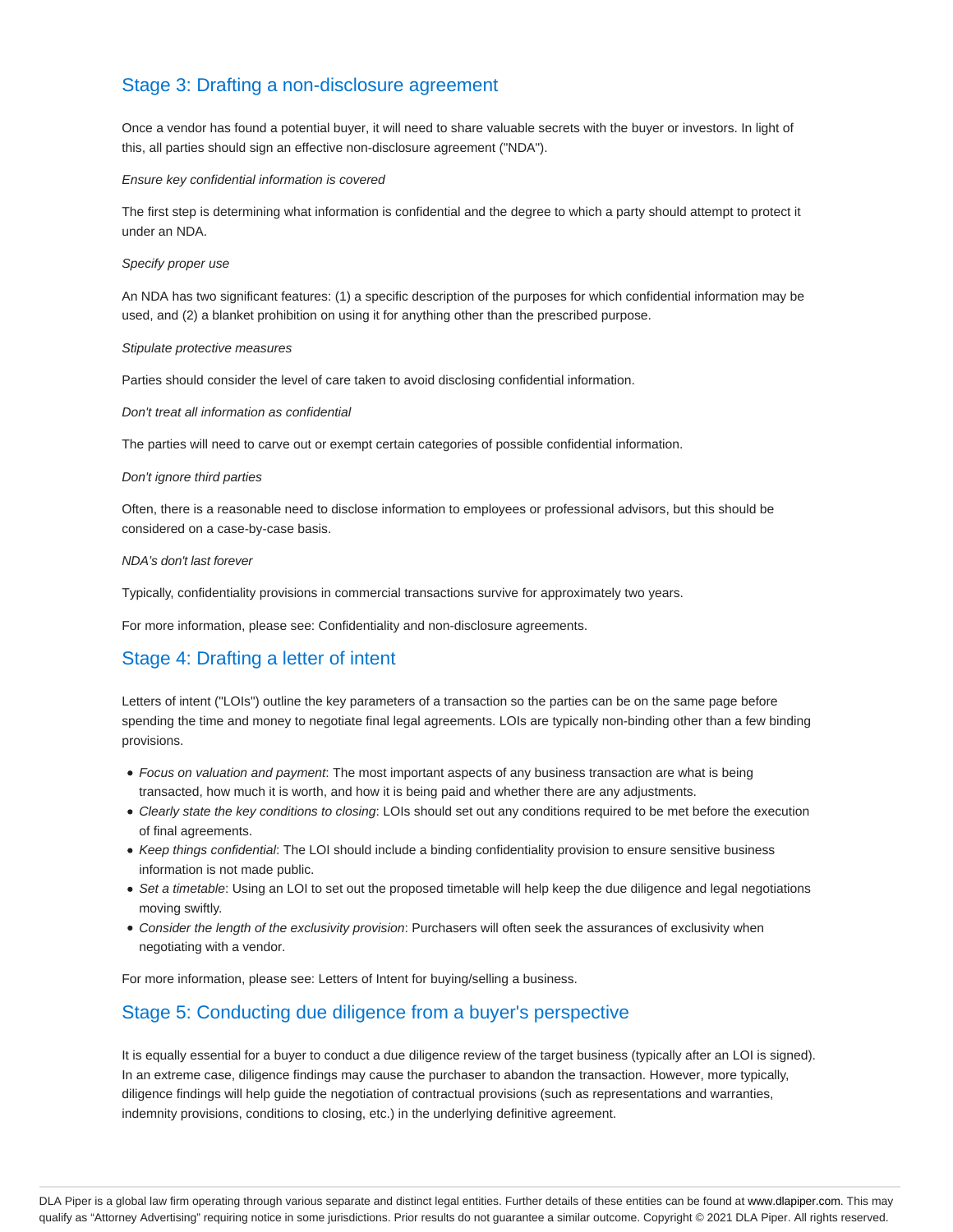## Stage 3: Drafting a non-disclosure agreement

Once a vendor has found a potential buyer, it will need to share valuable secrets with the buyer or investors. In light of this, all parties should sign an effective non-disclosure agreement ("NDA").

*Ensure key confidential information is covered*

The first step is determining what information is confidential and the degree to which a party should attempt to protect it under an NDA.

*Specify proper use*

An NDA has two significant features: (1) a specific description of the purposes for which confidential information may be used, and (2) a blanket prohibition on using it for anything other than the prescribed purpose.

*Stipulate protective measures*

Parties should consider the level of care taken to avoid disclosing confidential information.

*Don't treat all information as confidential*

The parties will need to carve out or exempt certain categories of possible confidential information.

*Don't ignore third parties*

Often, there is a reasonable need to disclose information to employees or professional advisors, but this should be considered on a case-by-case basis.

*NDA's don't last forever*

Typically, confidentiality provisions in commercial transactions survive for approximately two years.

For more information, please see: Confidentiality and non-disclosure agreements.

## Stage 4: Drafting a letter of intent

Letters of intent ("LOIs") outline the key parameters of a transaction so the parties can be on the same page before spending the time and money to negotiate final legal agreements. LOIs are typically non-binding other than a few binding provisions.

- *Focus on valuation and payment*: The most important aspects of any business transaction are what is being transacted, how much it is worth, and how it is being paid and whether there are any adjustments.
- *Clearly state the key conditions to closing*: LOIs should set out any conditions required to be met before the execution of final agreements.
- *Keep things confidential*: The LOI should include a binding confidentiality provision to ensure sensitive business information is not made public.
- *Set a timetable*: Using an LOI to set out the proposed timetable will help keep the due diligence and legal negotiations moving swiftly.
- *Consider the length of the exclusivity provision*: Purchasers will often seek the assurances of exclusivity when negotiating with a vendor.

For more information, please see: Letters of Intent for buying/selling a business.

## Stage 5: Conducting due diligence from a buyer's perspective

It is equally essential for a buyer to conduct a due diligence review of the target business (typically after an LOI is signed). In an extreme case, diligence findings may cause the purchaser to abandon the transaction. However, more typically, diligence findings will help guide the negotiation of contractual provisions (such as representations and warranties, indemnity provisions, conditions to closing, etc.) in the underlying definitive agreement.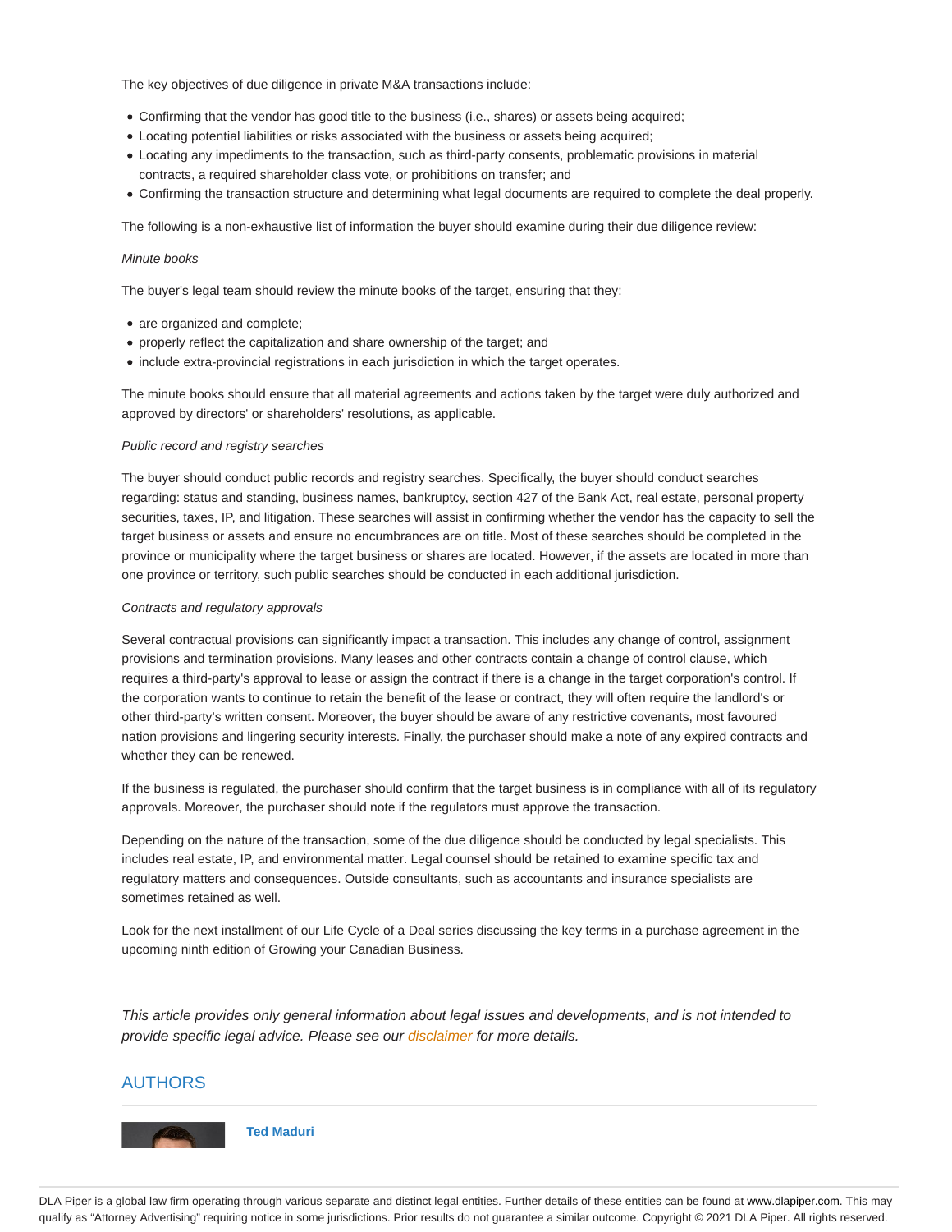The key objectives of due diligence in private M&A transactions include:

- Confirming that the vendor has good title to the business (i.e., shares) or assets being acquired;
- Locating potential liabilities or risks associated with the business or assets being acquired;
- Locating any impediments to the transaction, such as third-party consents, problematic provisions in material contracts, a required shareholder class vote, or prohibitions on transfer; and
- Confirming the transaction structure and determining what legal documents are required to complete the deal properly.

The following is a non-exhaustive list of information the buyer should examine during their due diligence review:

*Minute books*

The buyer's legal team should review the minute books of the target, ensuring that they:

- are organized and complete;
- properly reflect the capitalization and share ownership of the target; and
- include extra-provincial registrations in each jurisdiction in which the target operates.

The minute books should ensure that all material agreements and actions taken by the target were duly authorized and approved by directors' or shareholders' resolutions, as applicable.

*Public record and registry searches*

The buyer should conduct public records and registry searches. Specifically, the buyer should conduct searches regarding: status and standing, business names, bankruptcy, section 427 of the Bank Act, real estate, personal property securities, taxes, IP, and litigation. These searches will assist in confirming whether the vendor has the capacity to sell the target business or assets and ensure no encumbrances are on title. Most of these searches should be completed in the province or municipality where the target business or shares are located. However, if the assets are located in more than one province or territory, such public searches should be conducted in each additional jurisdiction.

*Contracts and regulatory approvals*

Several contractual provisions can significantly impact a transaction. This includes any change of control, assignment provisions and termination provisions. Many leases and other contracts contain a change of control clause, which requires a third-party's approval to lease or assign the contract if there is a change in the target corporation's control. If the corporation wants to continue to retain the benefit of the lease or contract, they will often require the landlord's or other third-party's written consent. Moreover, the buyer should be aware of any restrictive covenants, most favoured nation provisions and lingering security interests. Finally, the purchaser should make a note of any expired contracts and whether they can be renewed.

If the business is regulated, the purchaser should confirm that the target business is in compliance with all of its regulatory approvals. Moreover, the purchaser should note if the regulators must approve the transaction.

Depending on the nature of the transaction, some of the due diligence should be conducted by legal specialists. This includes real estate, IP, and environmental matter. Legal counsel should be retained to examine specific tax and regulatory matters and consequences. Outside consultants, such as accountants and insurance specialists are sometimes retained as well.

Look for the next installment of our Life Cycle of a Deal series discussing the key terms in a purchase agreement in the upcoming ninth edition of Growing your Canadian Business.

*This article provides only general information about legal issues and developments, and is not intended to provide specific legal advice. Please see our disclaimer for more details.*

## AUTHORS

**Ted Maduri**

DLA Piper is a global law firm operating through various separate and distinct legal entities. Further details of these entities can be found at www.dlapiper.com. This may qualify as "Attorney Advertising" requiring notice in some jurisdictions. Prior results do not guarantee a similar outcome. Copyright © 2021 DLA Piper. All rights reserved.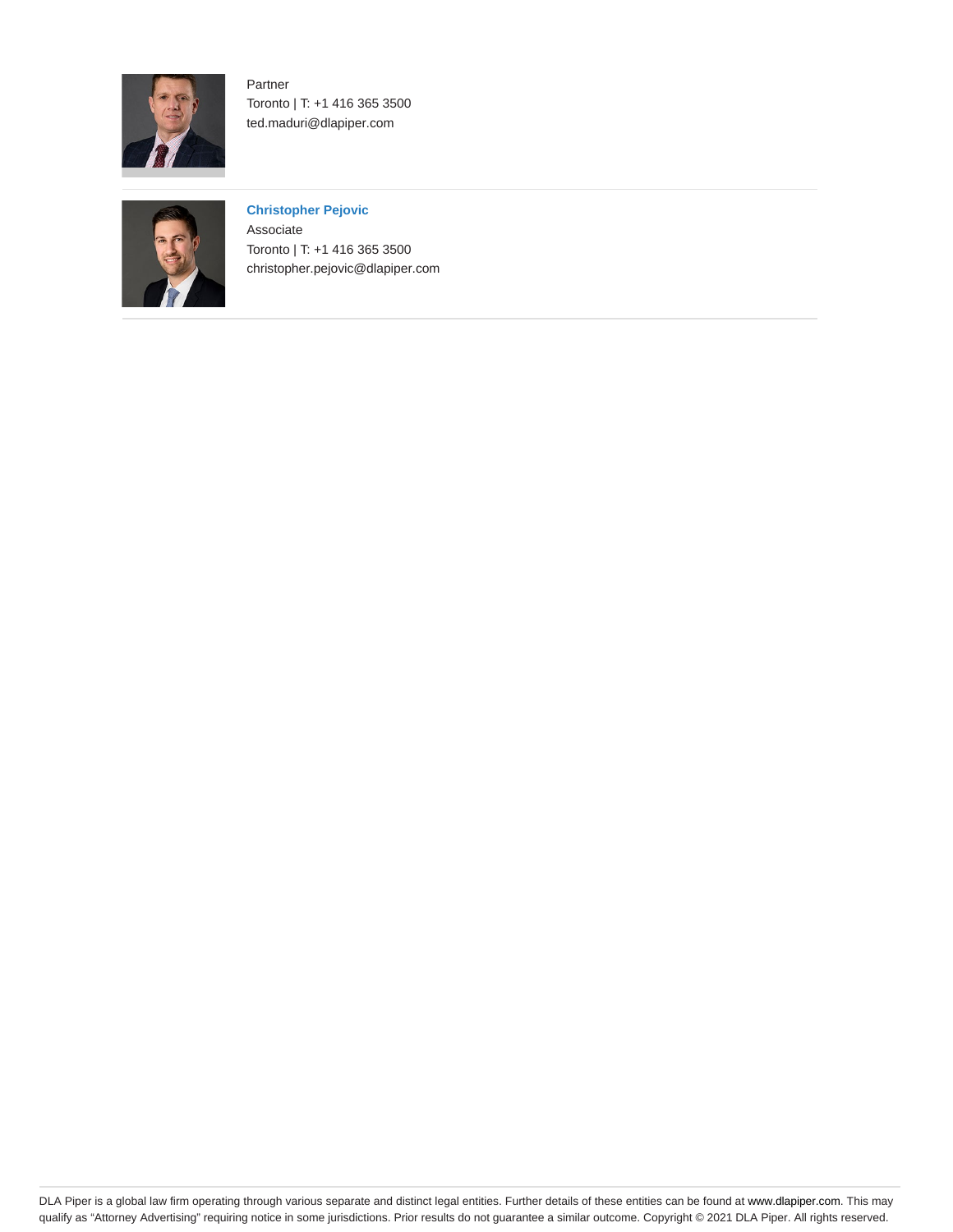Partner
Toronto | T: +1 416 365 3500
ted.maduri@dlapiper.com

---

**Christopher Pejovic**
Associate
Toronto | T: +1 416 365 3500
christopher.pejovic@dlapiper.com

---

DLA Piper is a global law firm operating through various separate and distinct legal entities. Further details of these entities can be found at www.dlapiper.com. This may qualify as "Attorney Advertising" requiring notice in some jurisdictions. Prior results do not guarantee a similar outcome. Copyright © 2021 DLA Piper. All rights reserved.